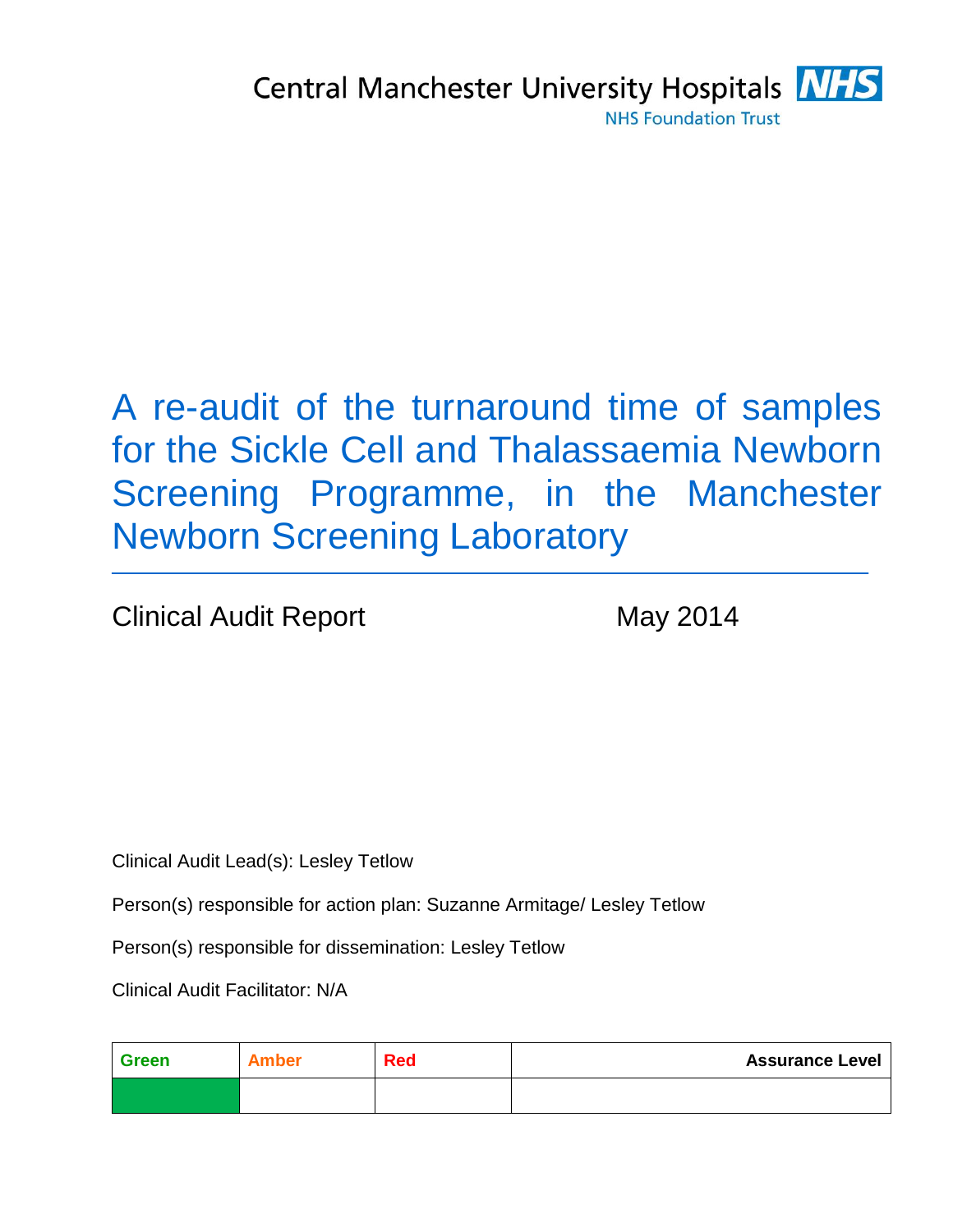Central Manchester University Hospitals NHS

NHS Foundation Trust

# A re-audit of the turnaround time of samples for the Sickle Cell and Thalassaemia Newborn Screening Programme, in the Manchester Newborn Screening Laboratory

Clinical Audit Report May 2014

Clinical Audit Lead(s): Lesley Tetlow

Person(s) responsible for action plan: Suzanne Armitage/ Lesley Tetlow

Person(s) responsible for dissemination: Lesley Tetlow

Clinical Audit Facilitator: N/A

| Green | Amber | Red | Assurance Level |
|---|---|---|---|
| ■ | | | |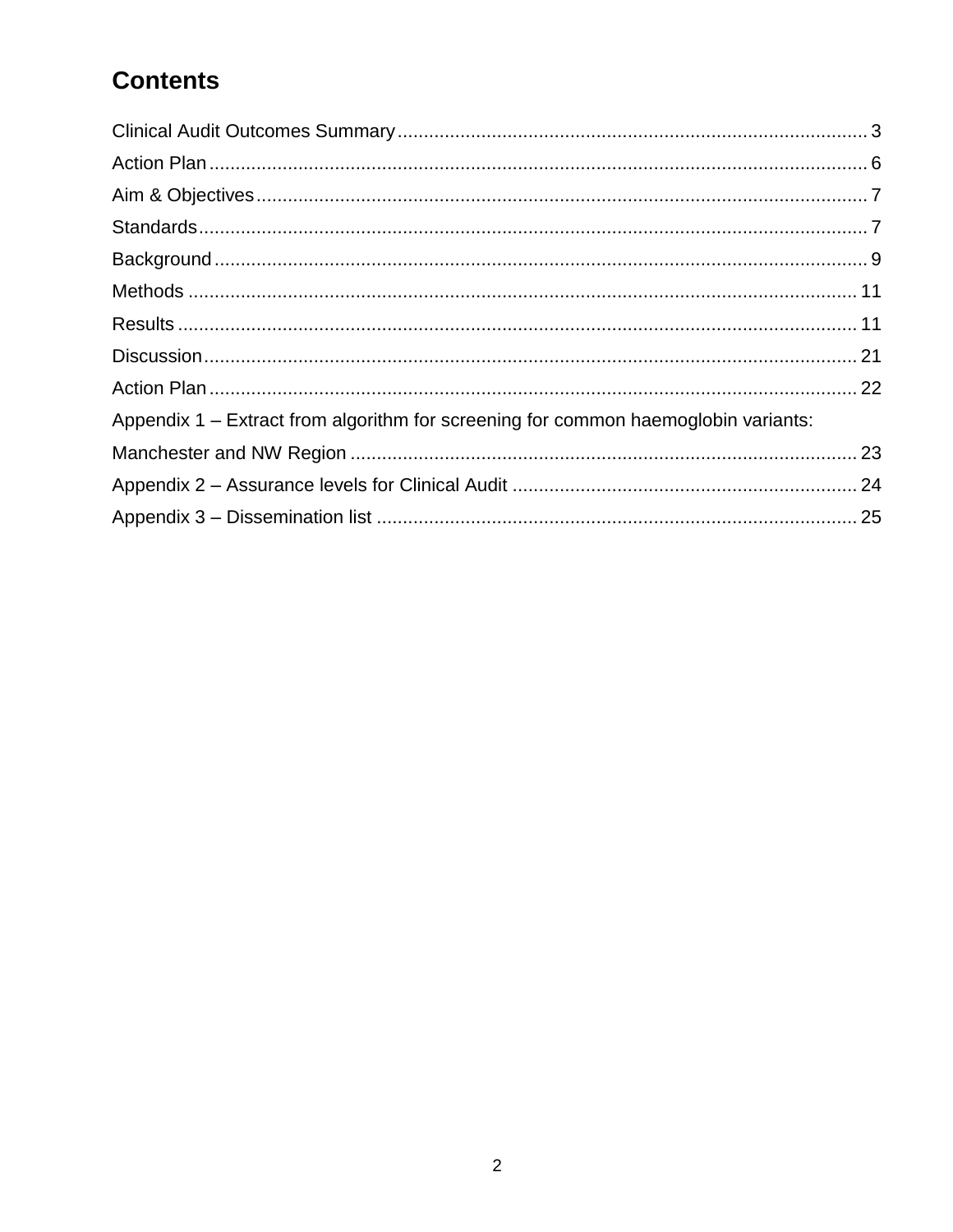# Contents

Clinical Audit Outcomes Summary ........................................................................................ 3
Action Plan ........................................................................................................................... 6
Aim & Objectives .................................................................................................................. 7
Standards .............................................................................................................................. 7
Background ........................................................................................................................... 9
Methods ............................................................................................................................... 11
Results ................................................................................................................................. 11
Discussion ........................................................................................................................... 21
Action Plan .......................................................................................................................... 22
Appendix 1 – Extract from algorithm for screening for common haemoglobin variants: Manchester and NW Region ................................................................................................ 23
Appendix 2 – Assurance levels for Clinical Audit ................................................................ 24
Appendix 3 – Dissemination list .......................................................................................... 25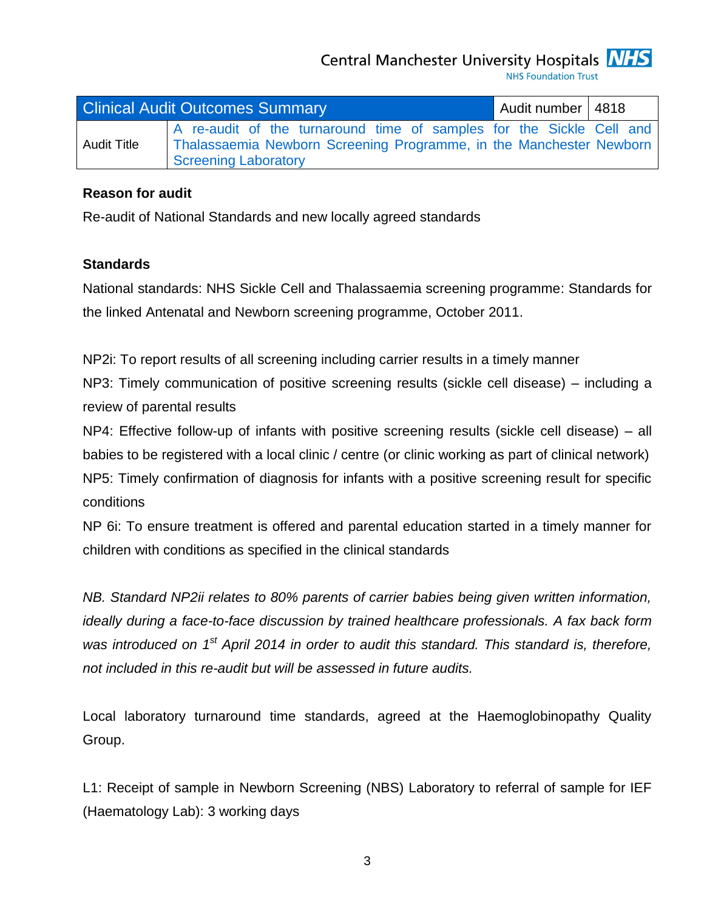| Clinical Audit Outcomes Summary | Audit number | 4818 |
|---|---|---|
| Audit Title | A re-audit of the turnaround time of samples for the Sickle Cell and Thalassaemia Newborn Screening Programme, in the Manchester Newborn Screening Laboratory | |

**Reason for audit**

Re-audit of National Standards and new locally agreed standards

**Standards**

National standards: NHS Sickle Cell and Thalassaemia screening programme: Standards for the linked Antenatal and Newborn screening programme, October 2011.

NP2i: To report results of all screening including carrier results in a timely manner

NP3: Timely communication of positive screening results (sickle cell disease) – including a review of parental results

NP4: Effective follow-up of infants with positive screening results (sickle cell disease) – all babies to be registered with a local clinic / centre (or clinic working as part of clinical network)

NP5: Timely confirmation of diagnosis for infants with a positive screening result for specific conditions

NP 6i: To ensure treatment is offered and parental education started in a timely manner for children with conditions as specified in the clinical standards

*NB. Standard NP2ii relates to 80% parents of carrier babies being given written information, ideally during a face-to-face discussion by trained healthcare professionals. A fax back form was introduced on 1st April 2014 in order to audit this standard. This standard is, therefore, not included in this re-audit but will be assessed in future audits.*

Local laboratory turnaround time standards, agreed at the Haemoglobinopathy Quality Group.

L1: Receipt of sample in Newborn Screening (NBS) Laboratory to referral of sample for IEF (Haematology Lab): 3 working days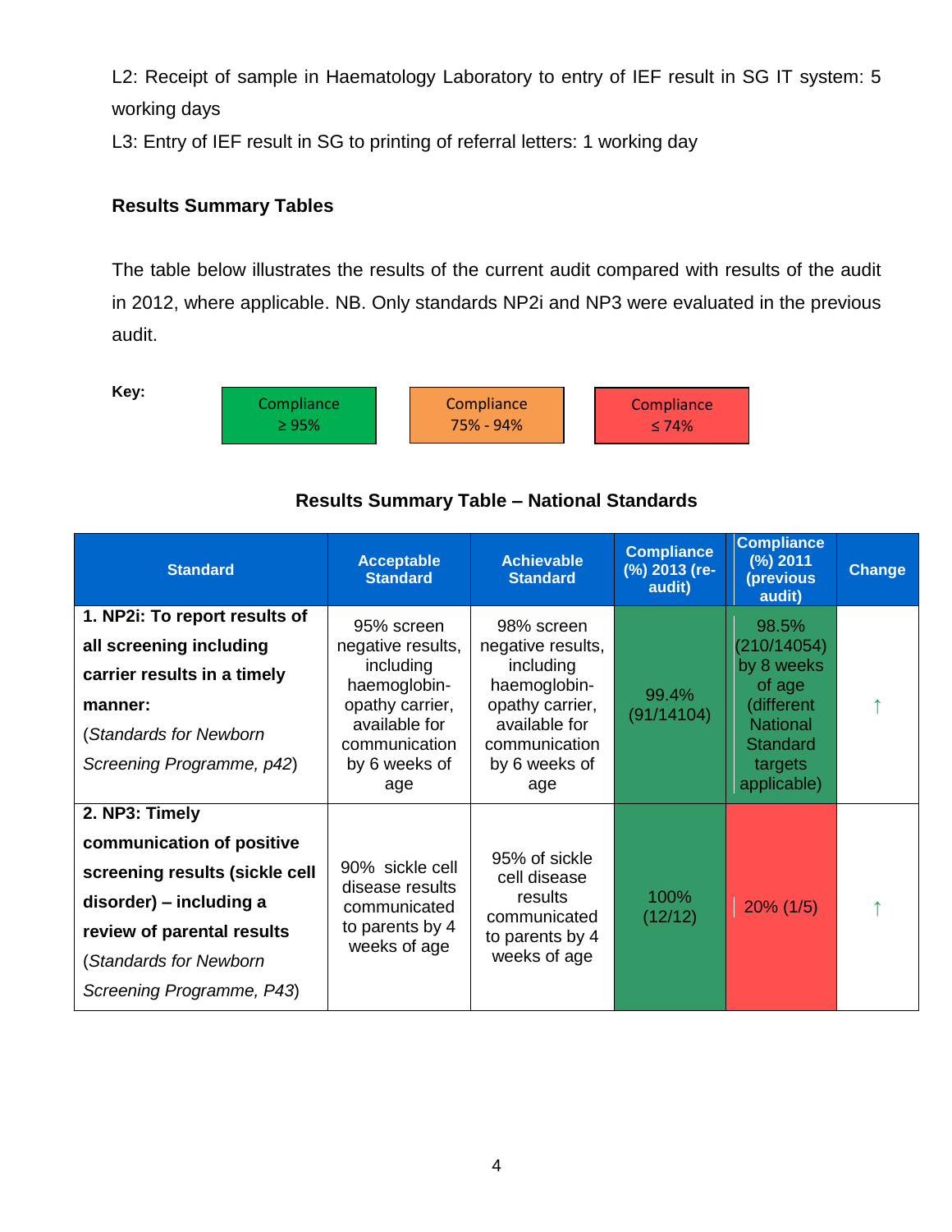L2: Receipt of sample in Haematology Laboratory to entry of IEF result in SG IT system: 5 working days

L3: Entry of IEF result in SG to printing of referral letters: 1 working day

### Results Summary Tables

The table below illustrates the results of the current audit compared with results of the audit in 2012, where applicable. NB. Only standards NP2i and NP3 were evaluated in the previous audit.

**Key:**

| Compliance ≥ 95% | Compliance 75% - 94% | Compliance ≤ 74% |
|---|---|---|

### Results Summary Table – National Standards

| Standard | Acceptable Standard | Achievable Standard | Compliance (%) 2013 (re-audit) | Compliance (%) 2011 (previous audit) | Change |
|---|---|---|---|---|---|
| **1. NP2i: To report results of all screening including carrier results in a timely manner:** (*Standards for Newborn Screening Programme, p42*) | 95% screen negative results, including haemoglobin-opathy carrier, available for communication by 6 weeks of age | 98% screen negative results, including haemoglobin-opathy carrier, available for communication by 6 weeks of age | 99.4% (91/14104) | 98.5% (210/14054) by 8 weeks of age (different National Standard targets applicable) | ↑ |
| **2. NP3: Timely communication of positive screening results (sickle cell disorder) – including a review of parental results** (*Standards for Newborn Screening Programme, P43*) | 90% sickle cell disease results communicated to parents by 4 weeks of age | 95% of sickle cell disease results communicated to parents by 4 weeks of age | 100% (12/12) | 20% (1/5) | ↑ |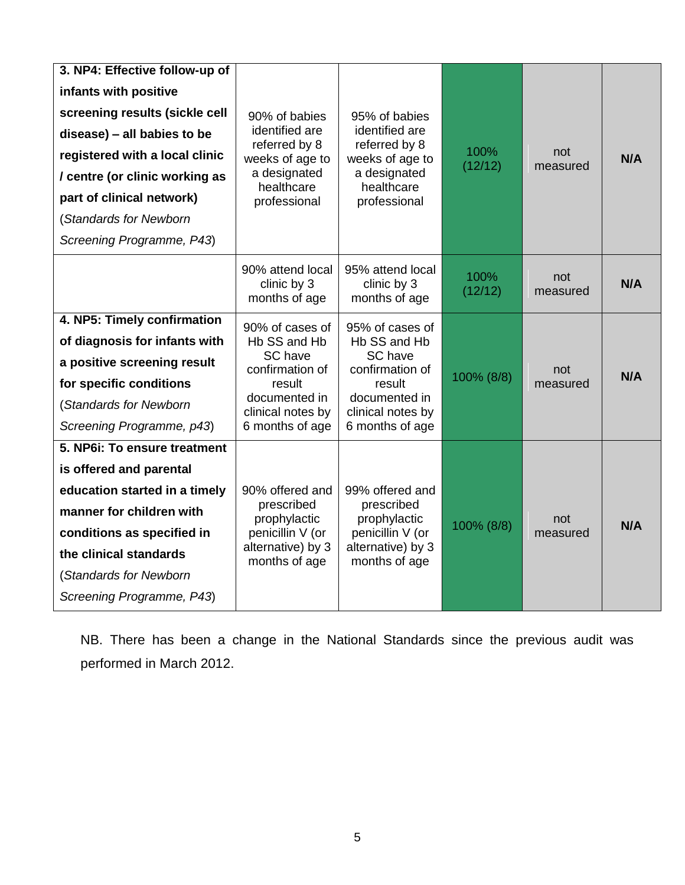| | | | | | |
|---|---|---|---|---|---|
| **3. NP4: Effective follow-up of infants with positive screening results (sickle cell disease) – all babies to be registered with a local clinic / centre (or clinic working as part of clinical network)** (*Standards for Newborn Screening Programme, P43*) | 90% of babies identified are referred by 8 weeks of age to a designated healthcare professional | 95% of babies identified are referred by 8 weeks of age to a designated healthcare professional | 100% (12/12) | not measured | **N/A** |
| | 90% attend local clinic by 3 months of age | 95% attend local clinic by 3 months of age | 100% (12/12) | not measured | **N/A** |
| **4. NP5: Timely confirmation of diagnosis for infants with a positive screening result for specific conditions** (*Standards for Newborn Screening Programme, p43*) | 90% of cases of Hb SS and Hb SC have confirmation of result documented in clinical notes by 6 months of age | 95% of cases of Hb SS and Hb SC have confirmation of result documented in clinical notes by 6 months of age | 100% (8/8) | not measured | **N/A** |
| **5. NP6i: To ensure treatment is offered and parental education started in a timely manner for children with conditions as specified in the clinical standards** (*Standards for Newborn Screening Programme, P43*) | 90% offered and prescribed prophylactic penicillin V (or alternative) by 3 months of age | 99% offered and prescribed prophylactic penicillin V (or alternative) by 3 months of age | 100% (8/8) | not measured | **N/A** |

NB. There has been a change in the National Standards since the previous audit was performed in March 2012.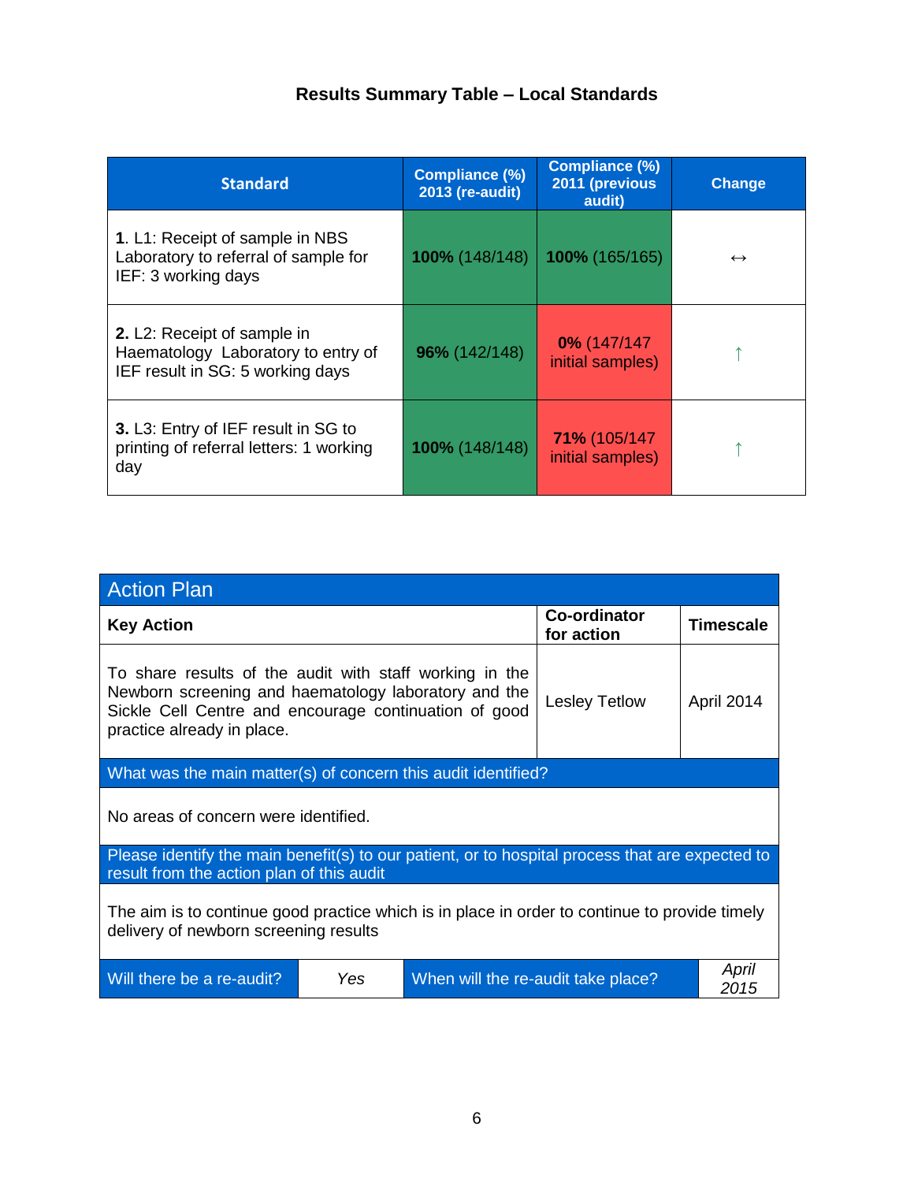## Results Summary Table – Local Standards

| Standard | Compliance (%) 2013 (re-audit) | Compliance (%) 2011 (previous audit) | Change |
|---|---|---|---|
| **1**. L1: Receipt of sample in NBS Laboratory to referral of sample for IEF: 3 working days | **100%** (148/148) | **100%** (165/165) | ↔ |
| **2.** L2: Receipt of sample in Haematology Laboratory to entry of IEF result in SG: 5 working days | **96%** (142/148) | **0%** (147/147 initial samples) | ↑ |
| **3.** L3: Entry of IEF result in SG to printing of referral letters: 1 working day | **100%** (148/148) | **71%** (105/147 initial samples) | ↑ |

| Action Plan | | |
|---|---|---|
| **Key Action** | **Co-ordinator for action** | **Timescale** |
| To share results of the audit with staff working in the Newborn screening and haematology laboratory and the Sickle Cell Centre and encourage continuation of good practice already in place. | Lesley Tetlow | April 2014 |
| What was the main matter(s) of concern this audit identified? | | |
| No areas of concern were identified. | | |
| Please identify the main benefit(s) to our patient, or to hospital process that are expected to result from the action plan of this audit | | |
| The aim is to continue good practice which is in place in order to continue to provide timely delivery of newborn screening results | | |

| Will there be a re-audit? | *Yes* | When will the re-audit take place? | *April 2015* |
|---|---|---|---|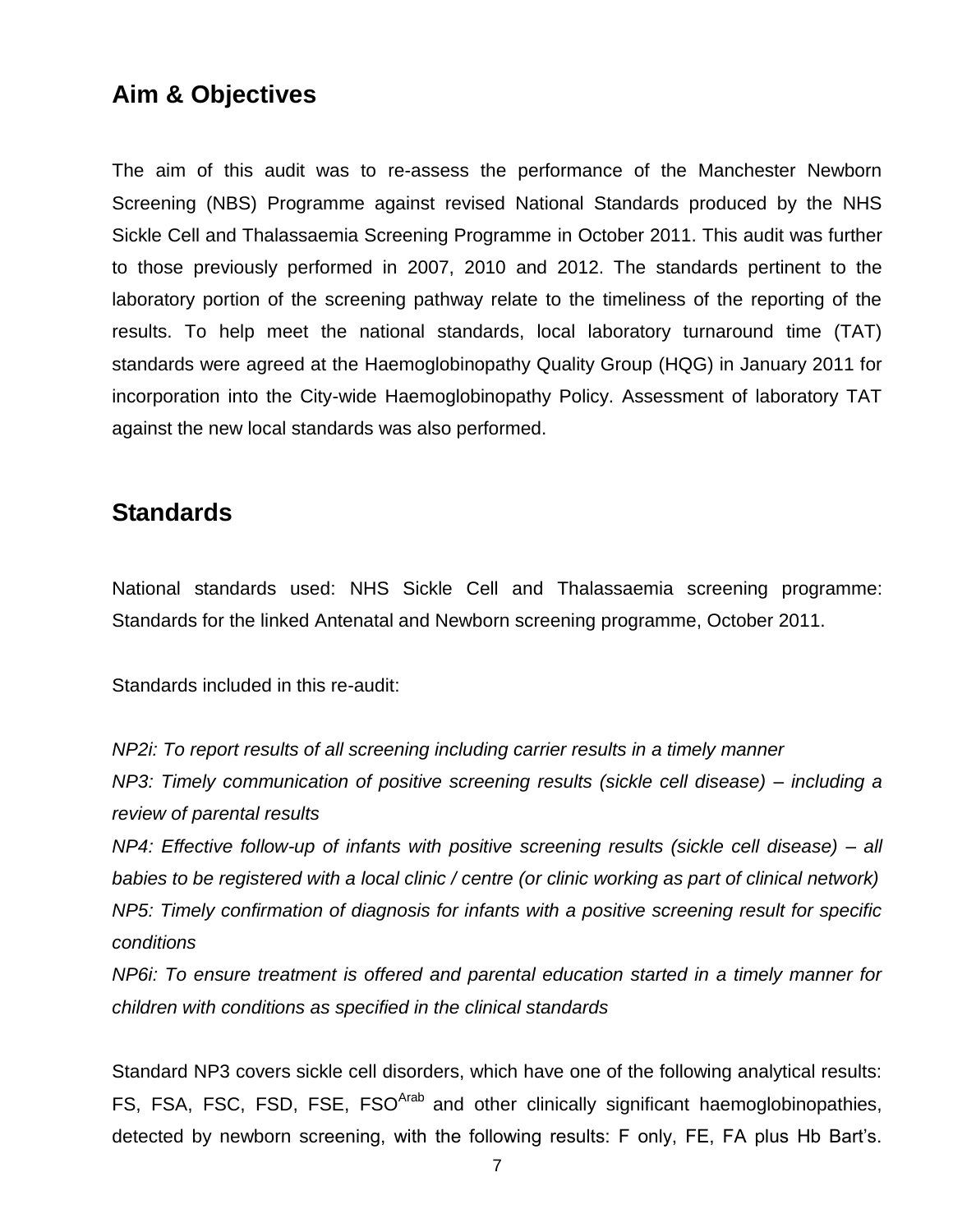## Aim & Objectives

The aim of this audit was to re-assess the performance of the Manchester Newborn Screening (NBS) Programme against revised National Standards produced by the NHS Sickle Cell and Thalassaemia Screening Programme in October 2011. This audit was further to those previously performed in 2007, 2010 and 2012. The standards pertinent to the laboratory portion of the screening pathway relate to the timeliness of the reporting of the results. To help meet the national standards, local laboratory turnaround time (TAT) standards were agreed at the Haemoglobinopathy Quality Group (HQG) in January 2011 for incorporation into the City-wide Haemoglobinopathy Policy. Assessment of laboratory TAT against the new local standards was also performed.

## Standards

National standards used: NHS Sickle Cell and Thalassaemia screening programme: Standards for the linked Antenatal and Newborn screening programme, October 2011.

Standards included in this re-audit:

*NP2i: To report results of all screening including carrier results in a timely manner*
*NP3: Timely communication of positive screening results (sickle cell disease) – including a review of parental results*
*NP4: Effective follow-up of infants with positive screening results (sickle cell disease) – all babies to be registered with a local clinic / centre (or clinic working as part of clinical network)*
*NP5: Timely confirmation of diagnosis for infants with a positive screening result for specific conditions*
*NP6i: To ensure treatment is offered and parental education started in a timely manner for children with conditions as specified in the clinical standards*

Standard NP3 covers sickle cell disorders, which have one of the following analytical results: FS, FSA, FSC, FSD, FSE, $FSO^{Arab}$ and other clinically significant haemoglobinopathies, detected by newborn screening, with the following results: F only, FE, FA plus Hb Bart's.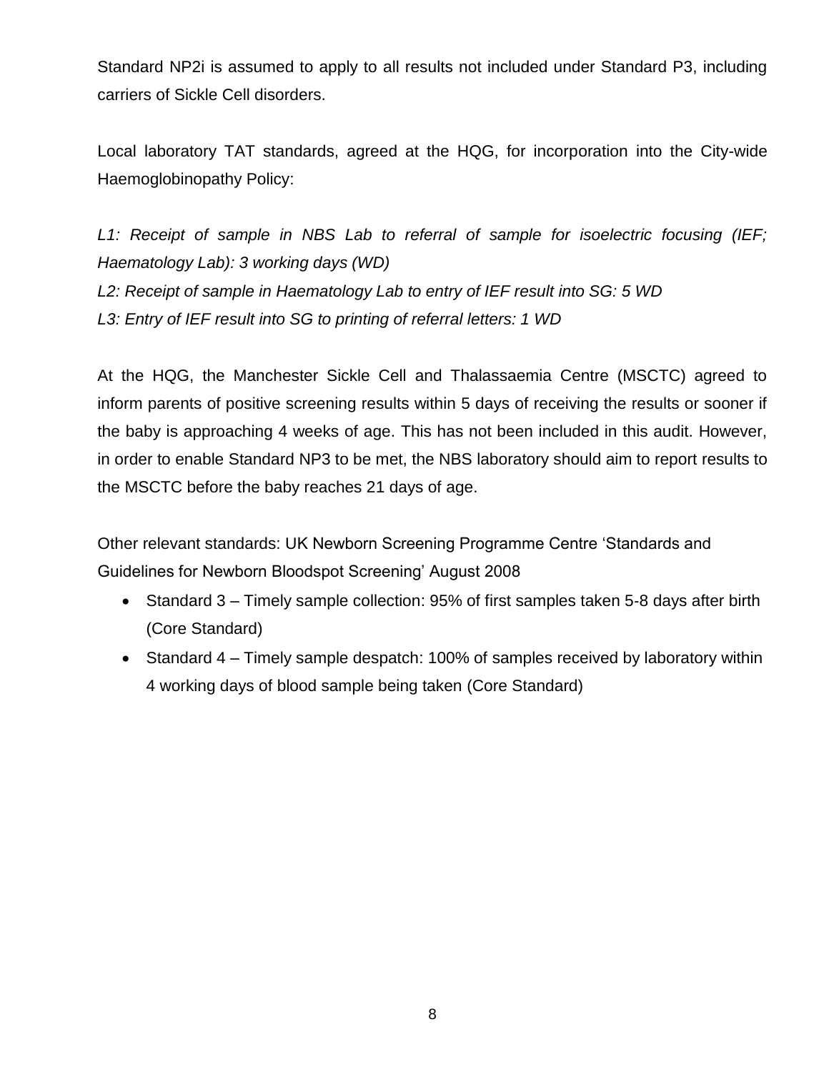Standard NP2i is assumed to apply to all results not included under Standard P3, including carriers of Sickle Cell disorders.

Local laboratory TAT standards, agreed at the HQG, for incorporation into the City-wide Haemoglobinopathy Policy:

*L1: Receipt of sample in NBS Lab to referral of sample for isoelectric focusing (IEF; Haematology Lab): 3 working days (WD)*
*L2: Receipt of sample in Haematology Lab to entry of IEF result into SG: 5 WD*
*L3: Entry of IEF result into SG to printing of referral letters: 1 WD*

At the HQG, the Manchester Sickle Cell and Thalassaemia Centre (MSCTC) agreed to inform parents of positive screening results within 5 days of receiving the results or sooner if the baby is approaching 4 weeks of age. This has not been included in this audit. However, in order to enable Standard NP3 to be met, the NBS laboratory should aim to report results to the MSCTC before the baby reaches 21 days of age.

Other relevant standards: UK Newborn Screening Programme Centre 'Standards and Guidelines for Newborn Bloodspot Screening' August 2008

- Standard 3 – Timely sample collection: 95% of first samples taken 5-8 days after birth (Core Standard)
- Standard 4 – Timely sample despatch: 100% of samples received by laboratory within 4 working days of blood sample being taken (Core Standard)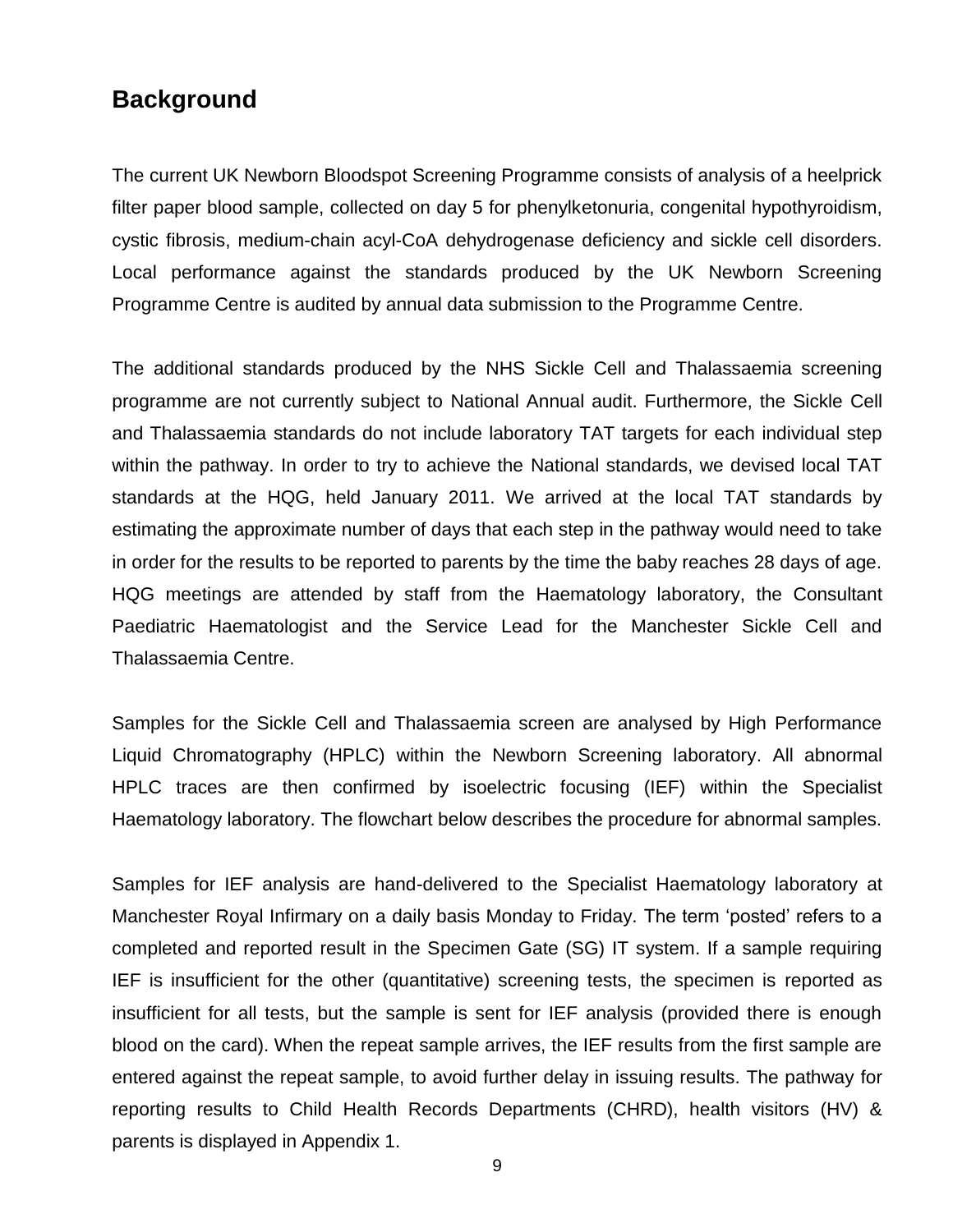## Background

The current UK Newborn Bloodspot Screening Programme consists of analysis of a heelprick filter paper blood sample, collected on day 5 for phenylketonuria, congenital hypothyroidism, cystic fibrosis, medium-chain acyl-CoA dehydrogenase deficiency and sickle cell disorders. Local performance against the standards produced by the UK Newborn Screening Programme Centre is audited by annual data submission to the Programme Centre.

The additional standards produced by the NHS Sickle Cell and Thalassaemia screening programme are not currently subject to National Annual audit. Furthermore, the Sickle Cell and Thalassaemia standards do not include laboratory TAT targets for each individual step within the pathway. In order to try to achieve the National standards, we devised local TAT standards at the HQG, held January 2011. We arrived at the local TAT standards by estimating the approximate number of days that each step in the pathway would need to take in order for the results to be reported to parents by the time the baby reaches 28 days of age. HQG meetings are attended by staff from the Haematology laboratory, the Consultant Paediatric Haematologist and the Service Lead for the Manchester Sickle Cell and Thalassaemia Centre.

Samples for the Sickle Cell and Thalassaemia screen are analysed by High Performance Liquid Chromatography (HPLC) within the Newborn Screening laboratory. All abnormal HPLC traces are then confirmed by isoelectric focusing (IEF) within the Specialist Haematology laboratory. The flowchart below describes the procedure for abnormal samples.

Samples for IEF analysis are hand-delivered to the Specialist Haematology laboratory at Manchester Royal Infirmary on a daily basis Monday to Friday. The term 'posted' refers to a completed and reported result in the Specimen Gate (SG) IT system. If a sample requiring IEF is insufficient for the other (quantitative) screening tests, the specimen is reported as insufficient for all tests, but the sample is sent for IEF analysis (provided there is enough blood on the card). When the repeat sample arrives, the IEF results from the first sample are entered against the repeat sample, to avoid further delay in issuing results. The pathway for reporting results to Child Health Records Departments (CHRD), health visitors (HV) & parents is displayed in Appendix 1.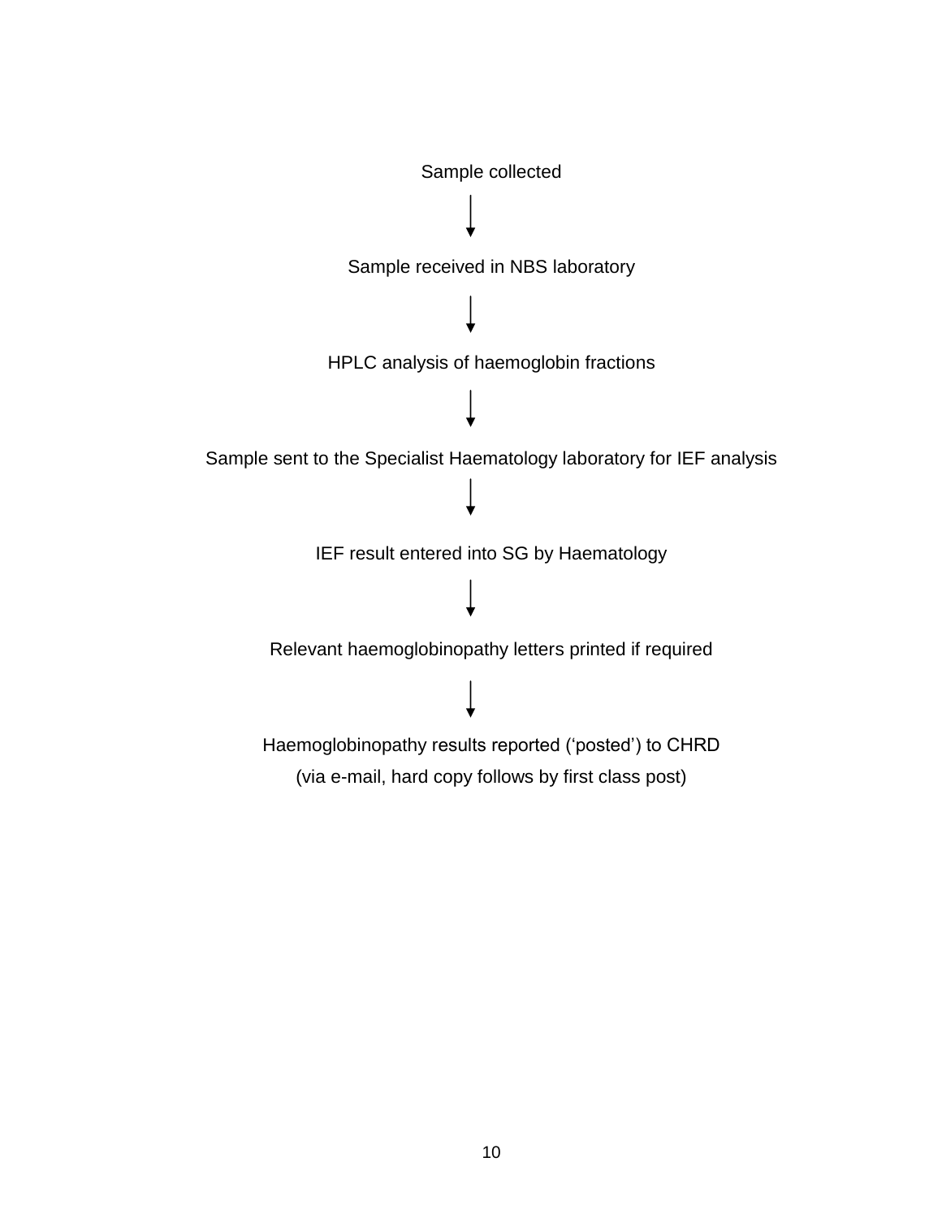Sample collected

↓

Sample received in NBS laboratory

↓

HPLC analysis of haemoglobin fractions

↓

Sample sent to the Specialist Haematology laboratory for IEF analysis

↓

IEF result entered into SG by Haematology

↓

Relevant haemoglobinopathy letters printed if required

↓

Haemoglobinopathy results reported ('posted') to CHRD
(via e-mail, hard copy follows by first class post)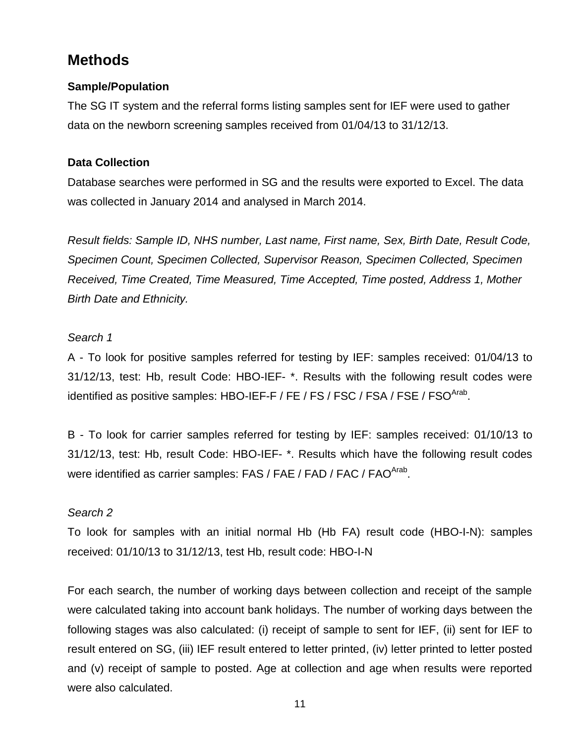## Methods

### Sample/Population

The SG IT system and the referral forms listing samples sent for IEF were used to gather data on the newborn screening samples received from 01/04/13 to 31/12/13.

### Data Collection

Database searches were performed in SG and the results were exported to Excel. The data was collected in January 2014 and analysed in March 2014.

*Result fields: Sample ID, NHS number, Last name, First name, Sex, Birth Date, Result Code, Specimen Count, Specimen Collected, Supervisor Reason, Specimen Collected, Specimen Received, Time Created, Time Measured, Time Accepted, Time posted, Address 1, Mother Birth Date and Ethnicity.*

*Search 1*

A - To look for positive samples referred for testing by IEF: samples received: 01/04/13 to 31/12/13, test: Hb, result Code: HBO-IEF- *. Results with the following result codes were identified as positive samples: HBO-IEF-F / FE / FS / FSC / FSA / FSE / FSO$^{Arab}$.

B - To look for carrier samples referred for testing by IEF: samples received: 01/10/13 to 31/12/13, test: Hb, result Code: HBO-IEF- *. Results which have the following result codes were identified as carrier samples: FAS / FAE / FAD / FAC / FAO$^{Arab}$.

*Search 2*

To look for samples with an initial normal Hb (Hb FA) result code (HBO-I-N): samples received: 01/10/13 to 31/12/13, test Hb, result code: HBO-I-N

For each search, the number of working days between collection and receipt of the sample were calculated taking into account bank holidays. The number of working days between the following stages was also calculated: (i) receipt of sample to sent for IEF, (ii) sent for IEF to result entered on SG, (iii) IEF result entered to letter printed, (iv) letter printed to letter posted and (v) receipt of sample to posted. Age at collection and age when results were reported were also calculated.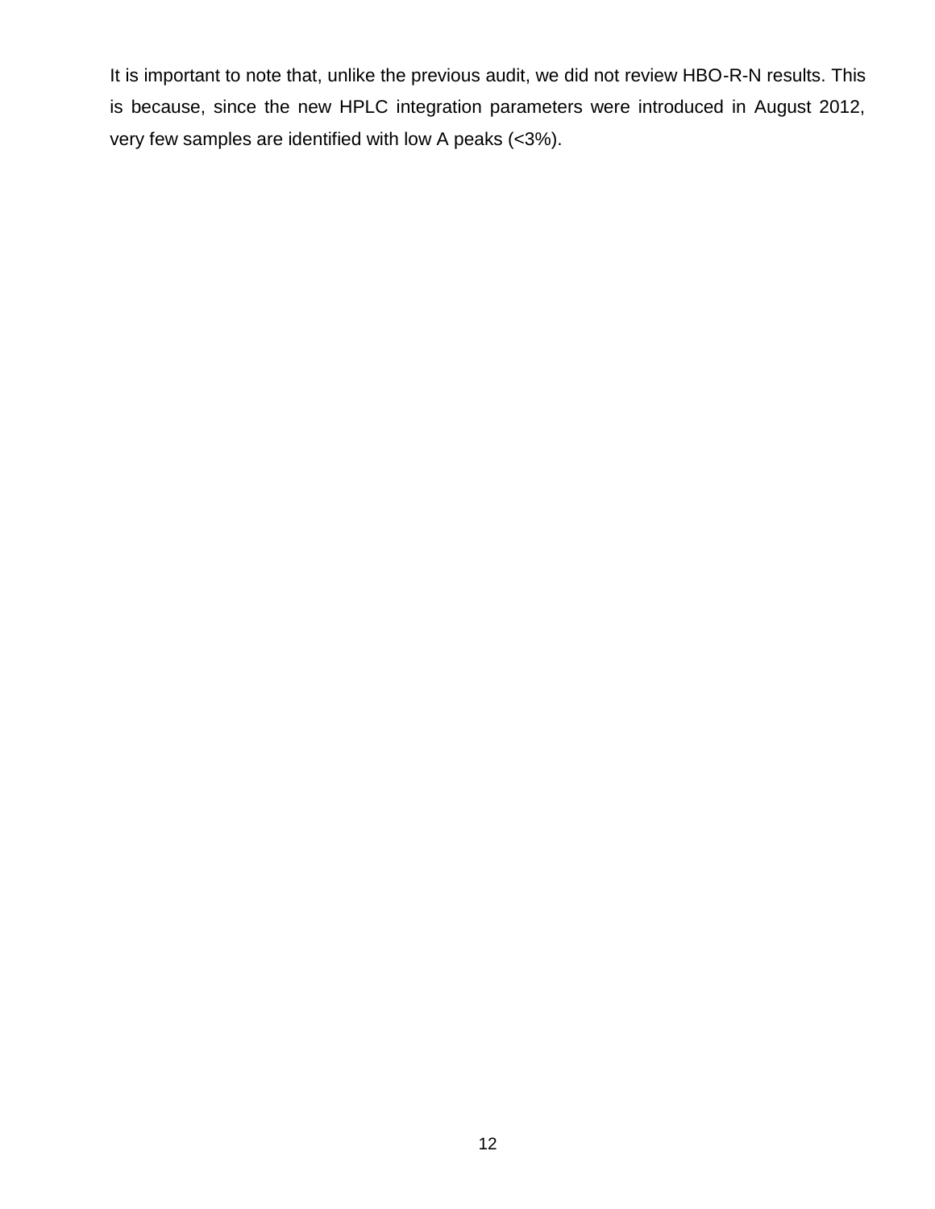It is important to note that, unlike the previous audit, we did not review HBO-R-N results. This is because, since the new HPLC integration parameters were introduced in August 2012, very few samples are identified with low A peaks (<3%).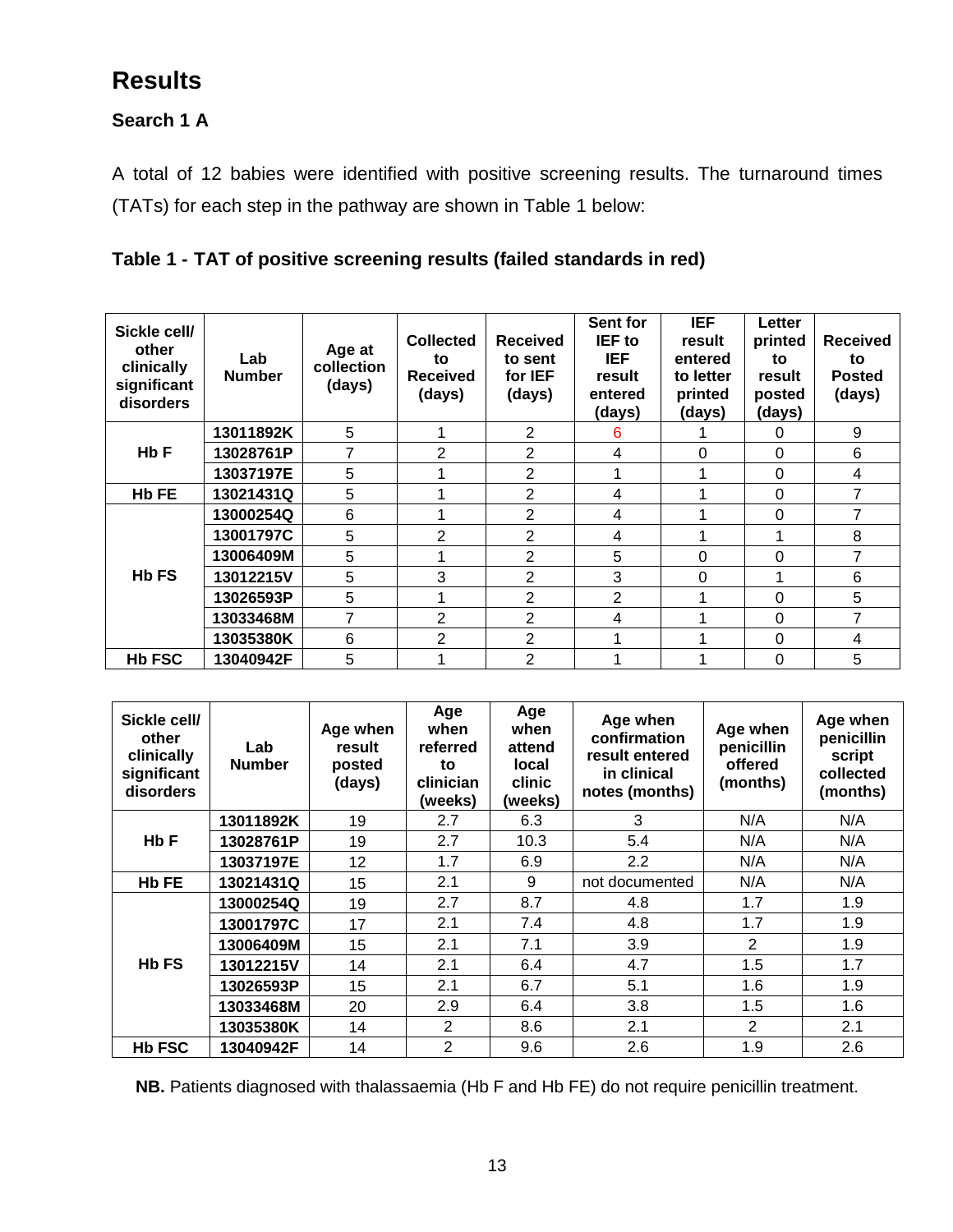# Results

### Search 1 A

A total of 12 babies were identified with positive screening results. The turnaround times (TATs) for each step in the pathway are shown in Table 1 below:

**Table 1 - TAT of positive screening results (failed standards in red)**

| Sickle cell/ other clinically significant disorders | Lab Number | Age at collection (days) | Collected to Received (days) | Received to sent for IEF (days) | Sent for IEF to IEF result entered (days) | IEF result entered to letter printed (days) | Letter printed to result posted (days) | Received to Posted (days) |
|---|---|---|---|---|---|---|---|---|
| Hb F | 13011892K | 5 | 1 | 2 | 6 | 1 | 0 | 9 |
| | 13028761P | 7 | 2 | 2 | 4 | 0 | 0 | 6 |
| | 13037197E | 5 | 1 | 2 | 1 | 1 | 0 | 4 |
| Hb FE | 13021431Q | 5 | 1 | 2 | 4 | 1 | 0 | 7 |
| Hb FS | 13000254Q | 6 | 1 | 2 | 4 | 1 | 0 | 7 |
| | 13001797C | 5 | 2 | 2 | 4 | 1 | 1 | 8 |
| | 13006409M | 5 | 1 | 2 | 5 | 0 | 0 | 7 |
| | 13012215V | 5 | 3 | 2 | 3 | 0 | 1 | 6 |
| | 13026593P | 5 | 1 | 2 | 2 | 1 | 0 | 5 |
| | 13033468M | 7 | 2 | 2 | 4 | 1 | 0 | 7 |
| | 13035380K | 6 | 2 | 2 | 1 | 1 | 0 | 4 |
| Hb FSC | 13040942F | 5 | 1 | 2 | 1 | 1 | 0 | 5 |

| Sickle cell/ other clinically significant disorders | Lab Number | Age when result posted (days) | Age when referred to clinician (weeks) | Age when attend local clinic (weeks) | Age when confirmation result entered in clinical notes (months) | Age when penicillin offered (months) | Age when penicillin script collected (months) |
|---|---|---|---|---|---|---|---|
| Hb F | 13011892K | 19 | 2.7 | 6.3 | 3 | N/A | N/A |
| | 13028761P | 19 | 2.7 | 10.3 | 5.4 | N/A | N/A |
| | 13037197E | 12 | 1.7 | 6.9 | 2.2 | N/A | N/A |
| Hb FE | 13021431Q | 15 | 2.1 | 9 | not documented | N/A | N/A |
| Hb FS | 13000254Q | 19 | 2.7 | 8.7 | 4.8 | 1.7 | 1.9 |
| | 13001797C | 17 | 2.1 | 7.4 | 4.8 | 1.7 | 1.9 |
| | 13006409M | 15 | 2.1 | 7.1 | 3.9 | 2 | 1.9 |
| | 13012215V | 14 | 2.1 | 6.4 | 4.7 | 1.5 | 1.7 |
| | 13026593P | 15 | 2.1 | 6.7 | 5.1 | 1.6 | 1.9 |
| | 13033468M | 20 | 2.9 | 6.4 | 3.8 | 1.5 | 1.6 |
| | 13035380K | 14 | 2 | 8.6 | 2.1 | 2 | 2.1 |
| Hb FSC | 13040942F | 14 | 2 | 9.6 | 2.6 | 1.9 | 2.6 |

**NB.** Patients diagnosed with thalassaemia (Hb F and Hb FE) do not require penicillin treatment.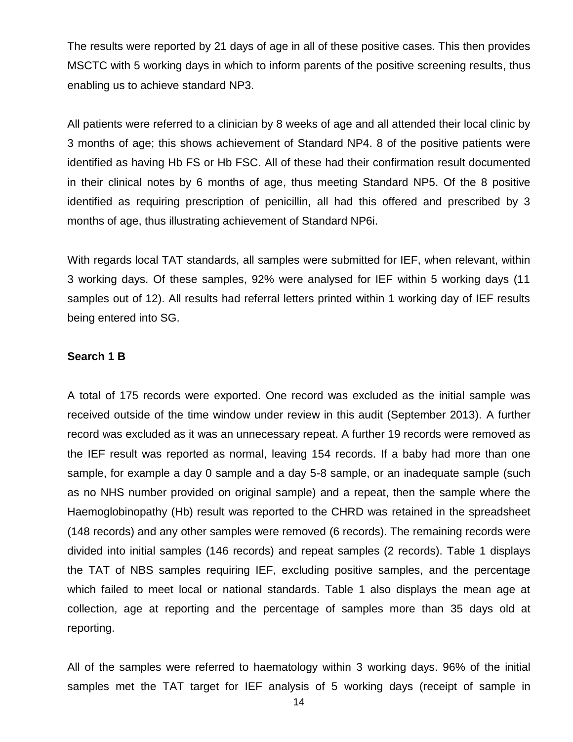The results were reported by 21 days of age in all of these positive cases. This then provides MSCTC with 5 working days in which to inform parents of the positive screening results, thus enabling us to achieve standard NP3.

All patients were referred to a clinician by 8 weeks of age and all attended their local clinic by 3 months of age; this shows achievement of Standard NP4. 8 of the positive patients were identified as having Hb FS or Hb FSC. All of these had their confirmation result documented in their clinical notes by 6 months of age, thus meeting Standard NP5. Of the 8 positive identified as requiring prescription of penicillin, all had this offered and prescribed by 3 months of age, thus illustrating achievement of Standard NP6i.

With regards local TAT standards, all samples were submitted for IEF, when relevant, within 3 working days. Of these samples, 92% were analysed for IEF within 5 working days (11 samples out of 12). All results had referral letters printed within 1 working day of IEF results being entered into SG.

**Search 1 B**

A total of 175 records were exported. One record was excluded as the initial sample was received outside of the time window under review in this audit (September 2013). A further record was excluded as it was an unnecessary repeat. A further 19 records were removed as the IEF result was reported as normal, leaving 154 records. If a baby had more than one sample, for example a day 0 sample and a day 5-8 sample, or an inadequate sample (such as no NHS number provided on original sample) and a repeat, then the sample where the Haemoglobinopathy (Hb) result was reported to the CHRD was retained in the spreadsheet (148 records) and any other samples were removed (6 records). The remaining records were divided into initial samples (146 records) and repeat samples (2 records). Table 1 displays the TAT of NBS samples requiring IEF, excluding positive samples, and the percentage which failed to meet local or national standards. Table 1 also displays the mean age at collection, age at reporting and the percentage of samples more than 35 days old at reporting.

All of the samples were referred to haematology within 3 working days. 96% of the initial samples met the TAT target for IEF analysis of 5 working days (receipt of sample in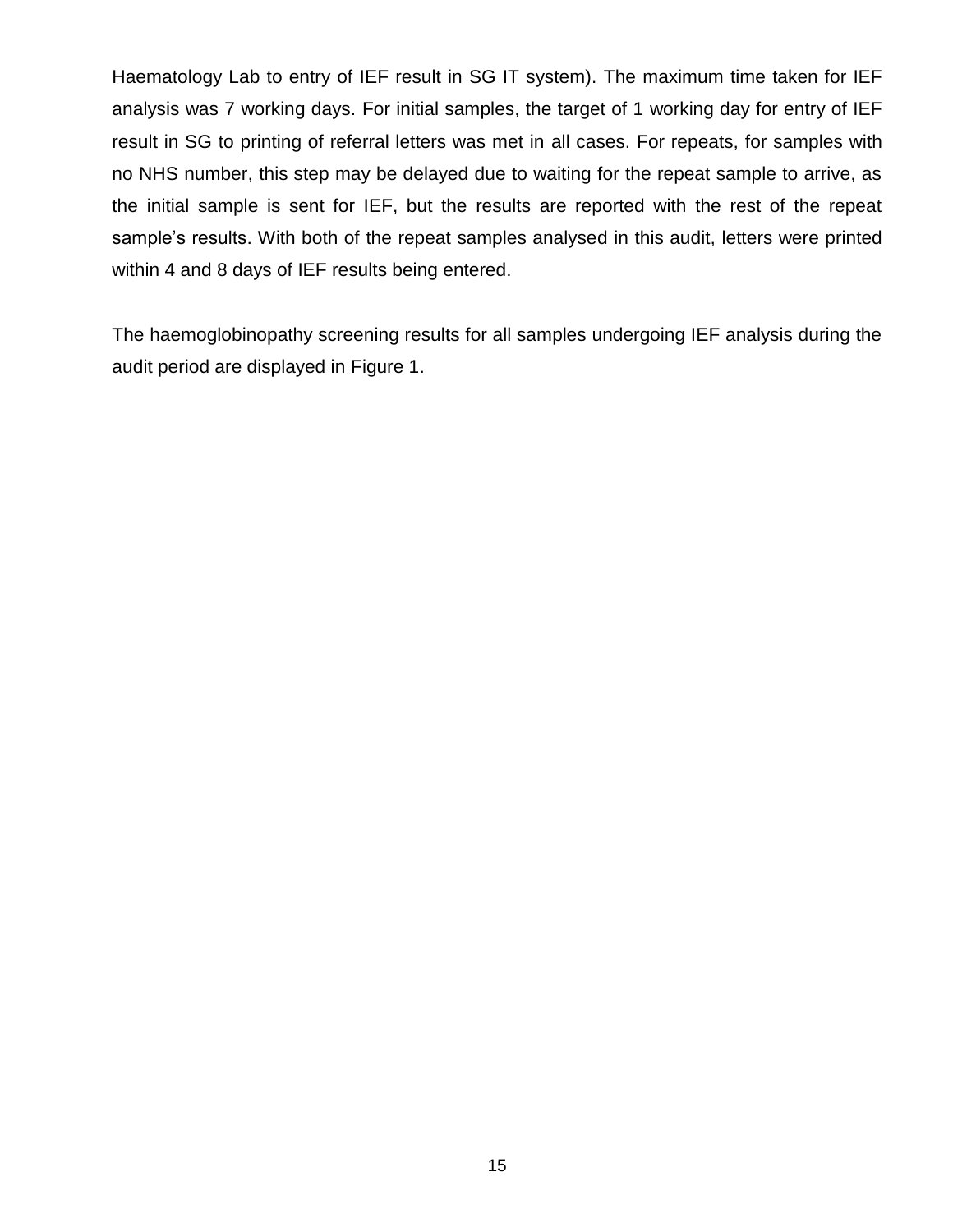Haematology Lab to entry of IEF result in SG IT system). The maximum time taken for IEF analysis was 7 working days. For initial samples, the target of 1 working day for entry of IEF result in SG to printing of referral letters was met in all cases. For repeats, for samples with no NHS number, this step may be delayed due to waiting for the repeat sample to arrive, as the initial sample is sent for IEF, but the results are reported with the rest of the repeat sample's results. With both of the repeat samples analysed in this audit, letters were printed within 4 and 8 days of IEF results being entered.

The haemoglobinopathy screening results for all samples undergoing IEF analysis during the audit period are displayed in Figure 1.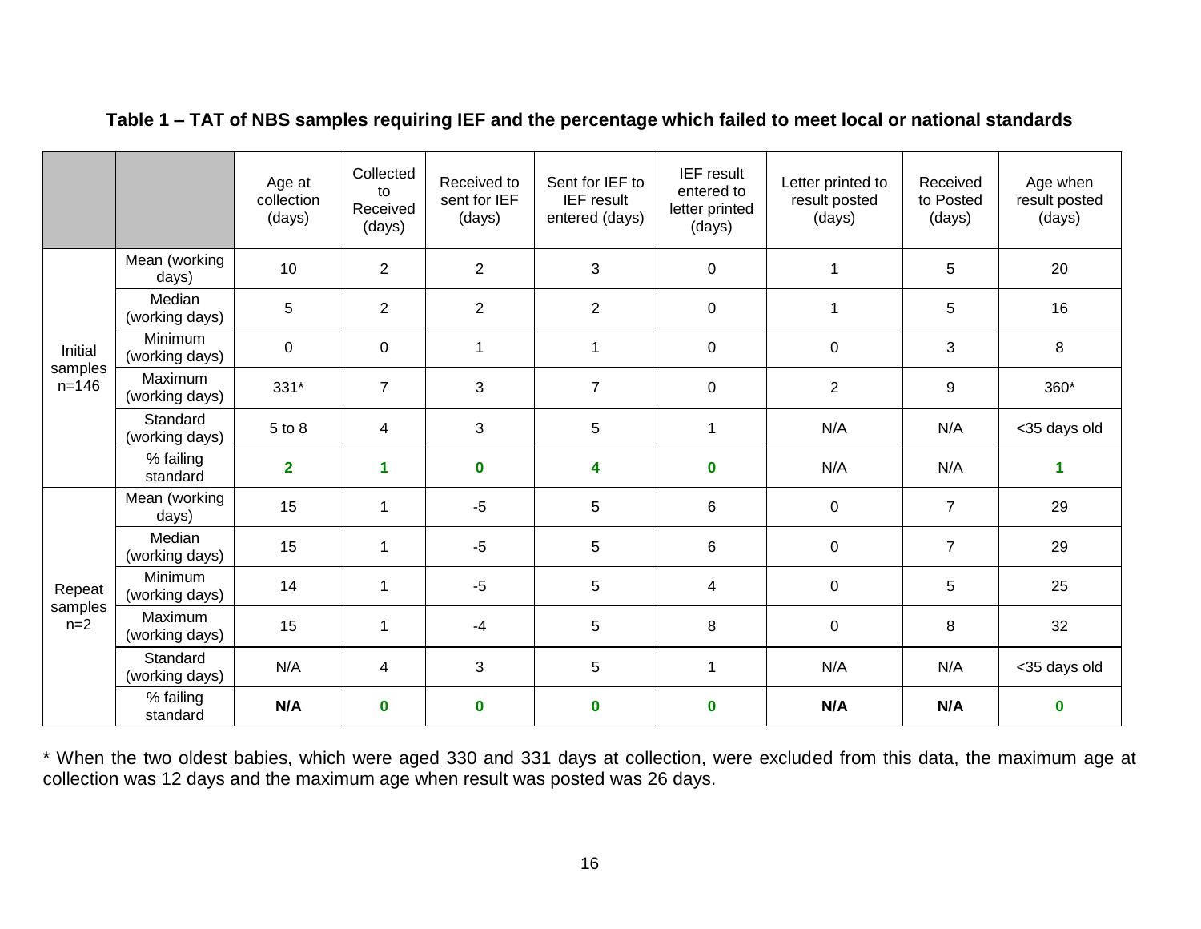**Table 1 – TAT of NBS samples requiring IEF and the percentage which failed to meet local or national standards**

| | | Age at collection (days) | Collected to Received (days) | Received to sent for IEF (days) | Sent for IEF to IEF result entered (days) | IEF result entered to letter printed (days) | Letter printed to result posted (days) | Received to Posted (days) | Age when result posted (days) |
|---|---|---|---|---|---|---|---|---|---|
| Initial samples n=146 | Mean (working days) | 10 | 2 | 2 | 3 | 0 | 1 | 5 | 20 |
| | Median (working days) | 5 | 2 | 2 | 2 | 0 | 1 | 5 | 16 |
| | Minimum (working days) | 0 | 0 | 1 | 1 | 0 | 0 | 3 | 8 |
| | Maximum (working days) | 331* | 7 | 3 | 7 | 0 | 2 | 9 | 360* |
| | Standard (working days) | 5 to 8 | 4 | 3 | 5 | 1 | N/A | N/A | <35 days old |
| | % failing standard | **2** | **1** | **0** | **4** | **0** | N/A | N/A | **1** |
| Repeat samples n=2 | Mean (working days) | 15 | 1 | -5 | 5 | 6 | 0 | 7 | 29 |
| | Median (working days) | 15 | 1 | -5 | 5 | 6 | 0 | 7 | 29 |
| | Minimum (working days) | 14 | 1 | -5 | 5 | 4 | 0 | 5 | 25 |
| | Maximum (working days) | 15 | 1 | -4 | 5 | 8 | 0 | 8 | 32 |
| | Standard (working days) | N/A | 4 | 3 | 5 | 1 | N/A | N/A | <35 days old |
| | % failing standard | **N/A** | **0** | **0** | **0** | **0** | **N/A** | **N/A** | **0** |

* When the two oldest babies, which were aged 330 and 331 days at collection, were excluded from this data, the maximum age at collection was 12 days and the maximum age when result was posted was 26 days.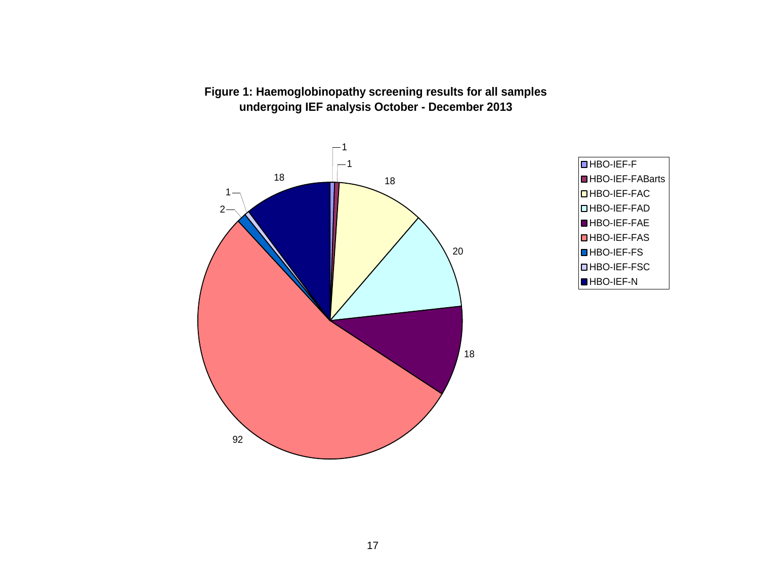**Figure 1: Haemoglobinopathy screening results for all samples undergoing IEF analysis October - December 2013**

| Result | Count |
| --- | --- |
| HBO-IEF-F | 1 |
| HBO-IEF-FABarts | 1 |
| HBO-IEF-FAC | 18 |
| HBO-IEF-FAD | 20 |
| HBO-IEF-FAE | 18 |
| HBO-IEF-FAS | 92 |
| HBO-IEF-FS | 2 |
| HBO-IEF-FSC | 1 |
| HBO-IEF-N | 18 |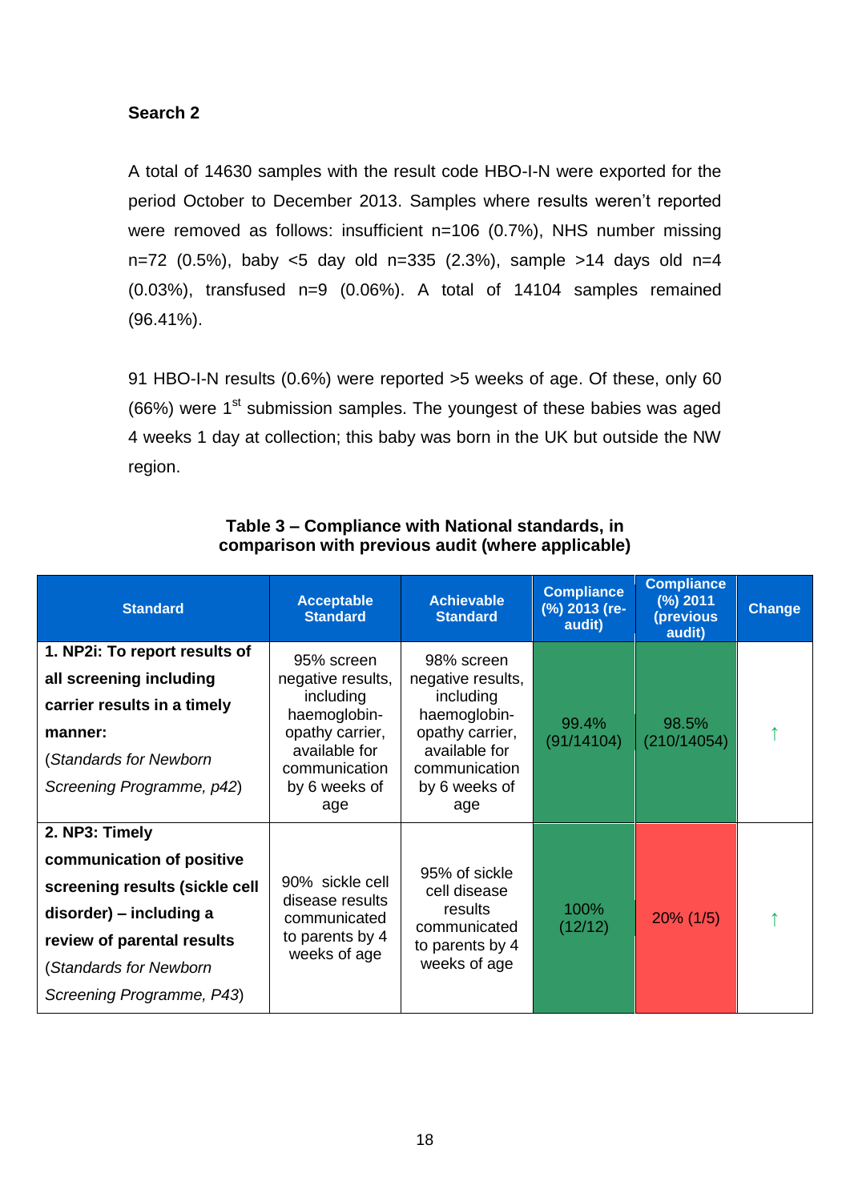### Search 2

A total of 14630 samples with the result code HBO-I-N were exported for the period October to December 2013. Samples where results weren't reported were removed as follows: insufficient n=106 (0.7%), NHS number missing n=72 (0.5%), baby <5 day old n=335 (2.3%), sample >14 days old n=4 (0.03%), transfused n=9 (0.06%). A total of 14104 samples remained (96.41%).

91 HBO-I-N results (0.6%) were reported >5 weeks of age. Of these, only 60 (66%) were 1st submission samples. The youngest of these babies was aged 4 weeks 1 day at collection; this baby was born in the UK but outside the NW region.

**Table 3 – Compliance with National standards, in comparison with previous audit (where applicable)**

| Standard | Acceptable Standard | Achievable Standard | Compliance (%) 2013 (re-audit) | Compliance (%) 2011 (previous audit) | Change |
|---|---|---|---|---|---|
| **1. NP2i: To report results of all screening including carrier results in a timely manner:** (*Standards for Newborn Screening Programme, p42*) | 95% screen negative results, including haemoglobin-opathy carrier, available for communication by 6 weeks of age | 98% screen negative results, including haemoglobin-opathy carrier, available for communication by 6 weeks of age | 99.4% (91/14104) | 98.5% (210/14054) | ↑ |
| **2. NP3: Timely communication of positive screening results (sickle cell disorder) – including a review of parental results** (*Standards for Newborn Screening Programme, P43*) | 90% sickle cell disease results communicated to parents by 4 weeks of age | 95% of sickle cell disease results communicated to parents by 4 weeks of age | 100% (12/12) | 20% (1/5) | ↑ |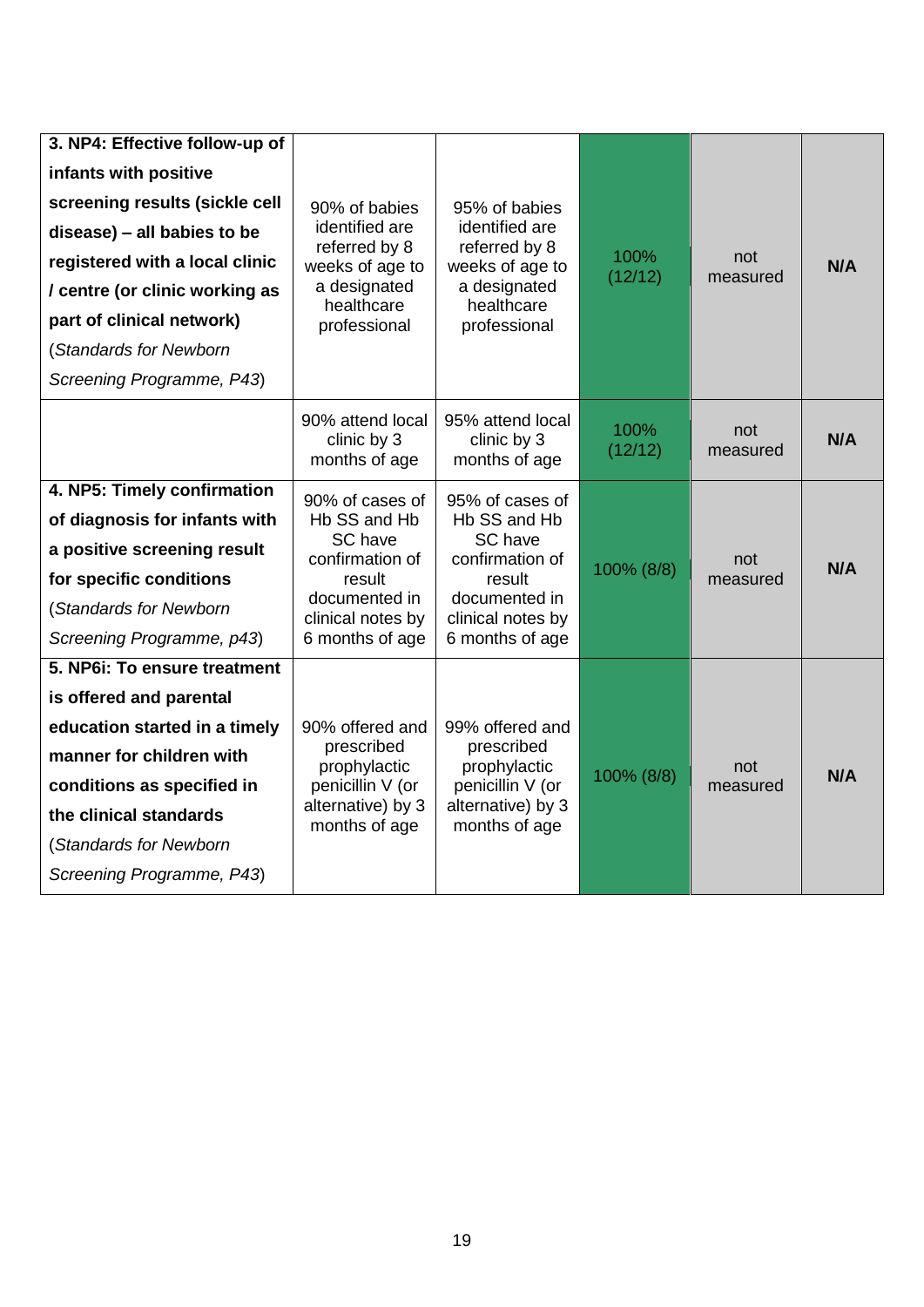| | | | | | |
|---|---|---|---|---|---|
| **3. NP4: Effective follow-up of infants with positive screening results (sickle cell disease) – all babies to be registered with a local clinic / centre (or clinic working as part of clinical network)** (*Standards for Newborn Screening Programme, P43*) | 90% of babies identified are referred by 8 weeks of age to a designated healthcare professional | 95% of babies identified are referred by 8 weeks of age to a designated healthcare professional | 100% (12/12) | not measured | **N/A** |
| | 90% attend local clinic by 3 months of age | 95% attend local clinic by 3 months of age | 100% (12/12) | not measured | **N/A** |
| **4. NP5: Timely confirmation of diagnosis for infants with a positive screening result for specific conditions** (*Standards for Newborn Screening Programme, p43*) | 90% of cases of Hb SS and Hb SC have confirmation of result documented in clinical notes by 6 months of age | 95% of cases of Hb SS and Hb SC have confirmation of result documented in clinical notes by 6 months of age | 100% (8/8) | not measured | **N/A** |
| **5. NP6i: To ensure treatment is offered and parental education started in a timely manner for children with conditions as specified in the clinical standards** (*Standards for Newborn Screening Programme, P43*) | 90% offered and prescribed prophylactic penicillin V (or alternative) by 3 months of age | 99% offered and prescribed prophylactic penicillin V (or alternative) by 3 months of age | 100% (8/8) | not measured | **N/A** |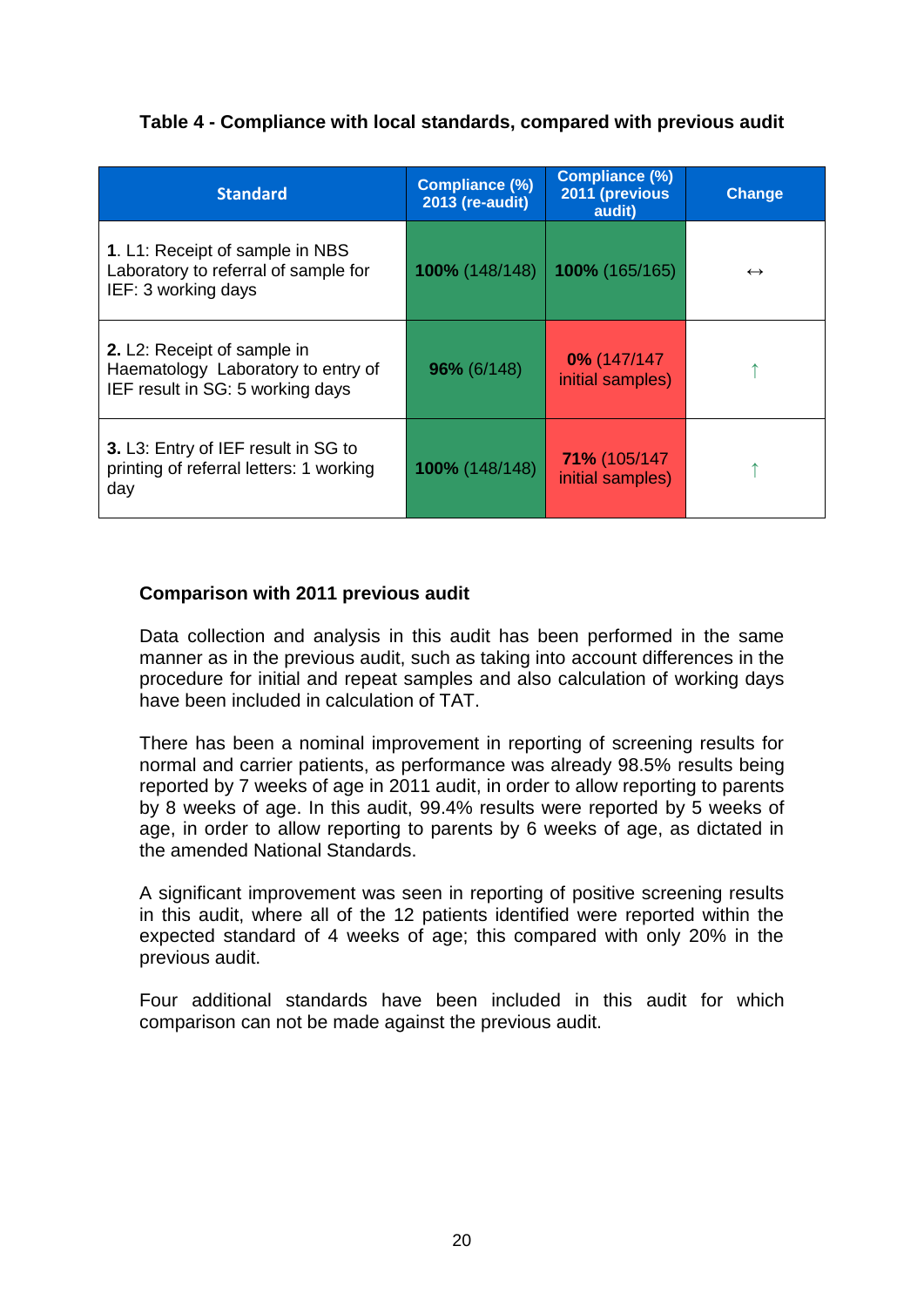**Table 4 - Compliance with local standards, compared with previous audit**

| Standard | Compliance (%) 2013 (re-audit) | Compliance (%) 2011 (previous audit) | Change |
|---|---|---|---|
| **1**. L1: Receipt of sample in NBS Laboratory to referral of sample for IEF: 3 working days | **100%** (148/148) | **100%** (165/165) | ↔ |
| **2.** L2: Receipt of sample in Haematology Laboratory to entry of IEF result in SG: 5 working days | **96%** (6/148) | **0%** (147/147 initial samples) | ↑ |
| **3.** L3: Entry of IEF result in SG to printing of referral letters: 1 working day | **100%** (148/148) | **71%** (105/147 initial samples) | ↑ |

**Comparison with 2011 previous audit**

Data collection and analysis in this audit has been performed in the same manner as in the previous audit, such as taking into account differences in the procedure for initial and repeat samples and also calculation of working days have been included in calculation of TAT.

There has been a nominal improvement in reporting of screening results for normal and carrier patients, as performance was already 98.5% results being reported by 7 weeks of age in 2011 audit, in order to allow reporting to parents by 8 weeks of age. In this audit, 99.4% results were reported by 5 weeks of age, in order to allow reporting to parents by 6 weeks of age, as dictated in the amended National Standards.

A significant improvement was seen in reporting of positive screening results in this audit, where all of the 12 patients identified were reported within the expected standard of 4 weeks of age; this compared with only 20% in the previous audit.

Four additional standards have been included in this audit for which comparison can not be made against the previous audit.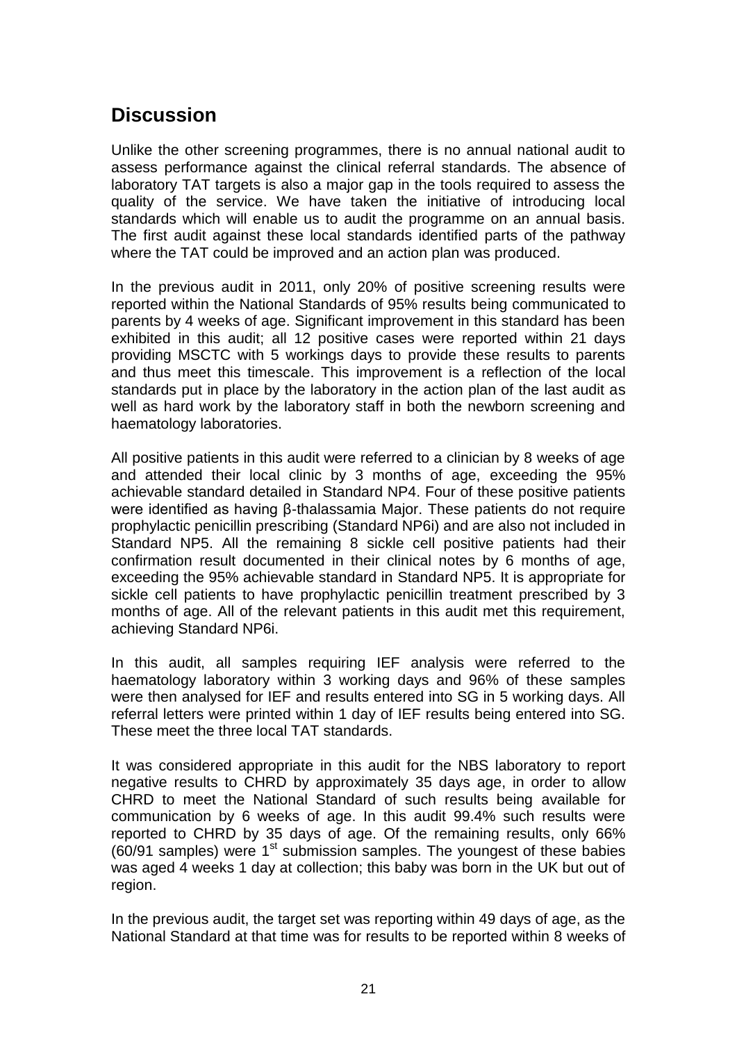## Discussion

Unlike the other screening programmes, there is no annual national audit to assess performance against the clinical referral standards. The absence of laboratory TAT targets is also a major gap in the tools required to assess the quality of the service. We have taken the initiative of introducing local standards which will enable us to audit the programme on an annual basis. The first audit against these local standards identified parts of the pathway where the TAT could be improved and an action plan was produced.

In the previous audit in 2011, only 20% of positive screening results were reported within the National Standards of 95% results being communicated to parents by 4 weeks of age. Significant improvement in this standard has been exhibited in this audit; all 12 positive cases were reported within 21 days providing MSCTC with 5 workings days to provide these results to parents and thus meet this timescale. This improvement is a reflection of the local standards put in place by the laboratory in the action plan of the last audit as well as hard work by the laboratory staff in both the newborn screening and haematology laboratories.

All positive patients in this audit were referred to a clinician by 8 weeks of age and attended their local clinic by 3 months of age, exceeding the 95% achievable standard detailed in Standard NP4. Four of these positive patients were identified as having β-thalassamia Major. These patients do not require prophylactic penicillin prescribing (Standard NP6i) and are also not included in Standard NP5. All the remaining 8 sickle cell positive patients had their confirmation result documented in their clinical notes by 6 months of age, exceeding the 95% achievable standard in Standard NP5. It is appropriate for sickle cell patients to have prophylactic penicillin treatment prescribed by 3 months of age. All of the relevant patients in this audit met this requirement, achieving Standard NP6i.

In this audit, all samples requiring IEF analysis were referred to the haematology laboratory within 3 working days and 96% of these samples were then analysed for IEF and results entered into SG in 5 working days. All referral letters were printed within 1 day of IEF results being entered into SG. These meet the three local TAT standards.

It was considered appropriate in this audit for the NBS laboratory to report negative results to CHRD by approximately 35 days age, in order to allow CHRD to meet the National Standard of such results being available for communication by 6 weeks of age. In this audit 99.4% such results were reported to CHRD by 35 days of age. Of the remaining results, only 66% (60/91 samples) were 1st submission samples. The youngest of these babies was aged 4 weeks 1 day at collection; this baby was born in the UK but out of region.

In the previous audit, the target set was reporting within 49 days of age, as the National Standard at that time was for results to be reported within 8 weeks of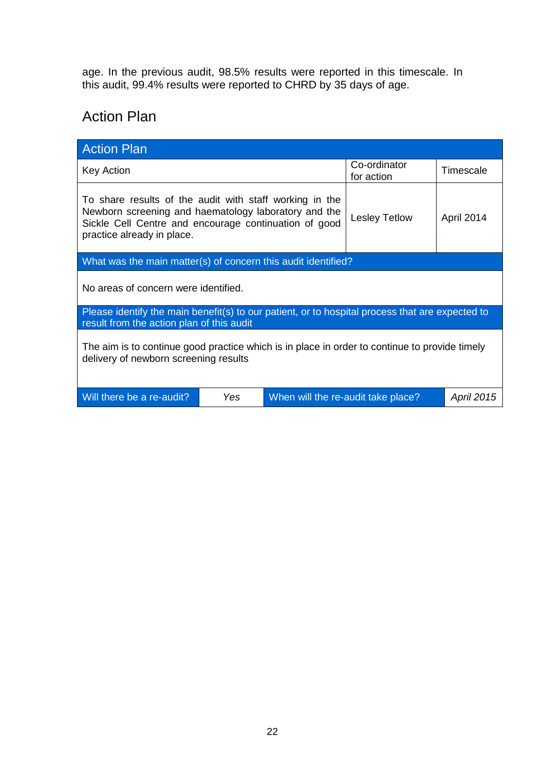age. In the previous audit, 98.5% results were reported in this timescale. In this audit, 99.4% results were reported to CHRD by 35 days of age.

## Action Plan

| Action Plan | | |
|---|---|---|
| Key Action | Co-ordinator for action | Timescale |
| To share results of the audit with staff working in the Newborn screening and haematology laboratory and the Sickle Cell Centre and encourage continuation of good practice already in place. | Lesley Tetlow | April 2014 |

| What was the main matter(s) of concern this audit identified? |
|---|
| No areas of concern were identified. |

| Please identify the main benefit(s) to our patient, or to hospital process that are expected to result from the action plan of this audit |
|---|
| The aim is to continue good practice which is in place in order to continue to provide timely delivery of newborn screening results |

| Will there be a re-audit? | *Yes* | When will the re-audit take place? | *April 2015* |
|---|---|---|---|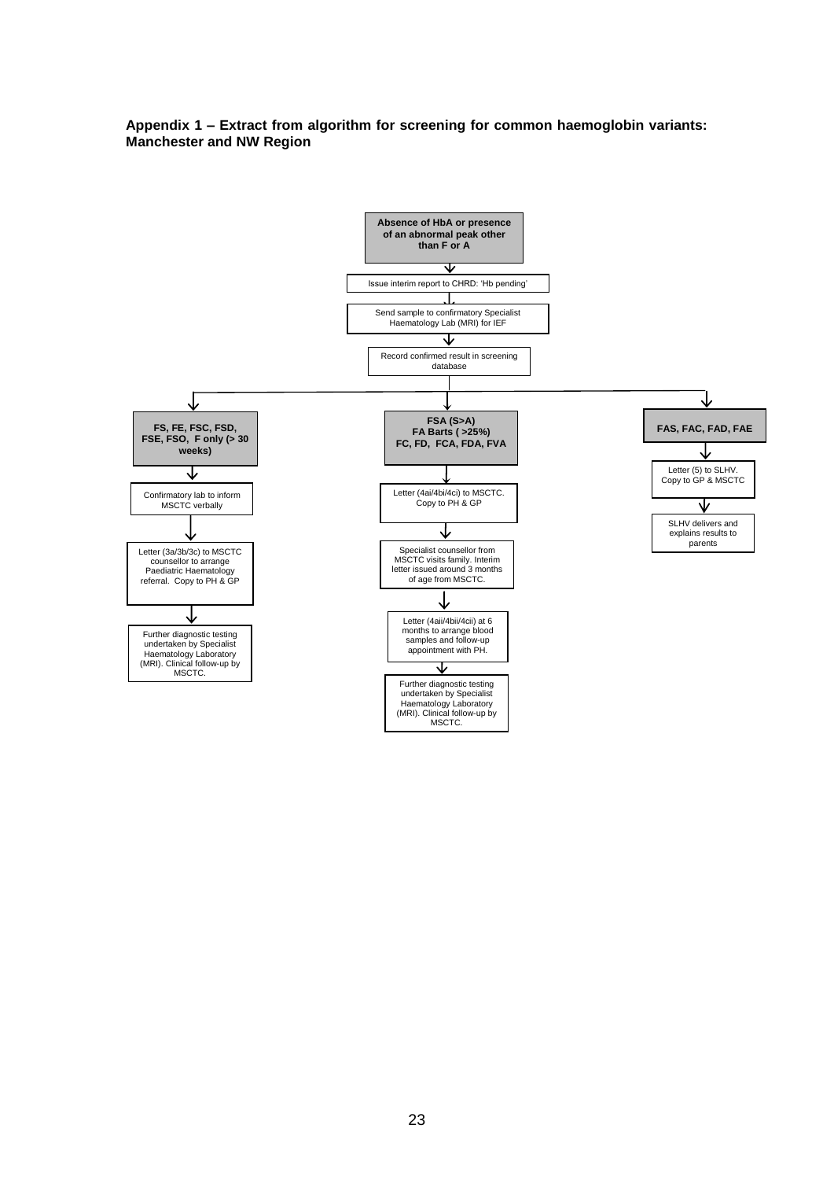**Appendix 1 – Extract from algorithm for screening for common haemoglobin variants: Manchester and NW Region**

**Absence of HbA or presence of an abnormal peak other than F or A**

↓

Issue interim report to CHRD: 'Hb pending'

↓

Send sample to confirmatory Specialist Haematology Lab (MRI) for IEF

↓

Record confirmed result in screening database

↓

**FS, FE, FSC, FSD, FSE, FSO, F only (> 30 weeks)**

↓

Confirmatory lab to inform MSCTC verbally

↓

Letter (3a/3b/3c) to MSCTC counsellor to arrange Paediatric Haematology referral. Copy to PH & GP

↓

Further diagnostic testing undertaken by Specialist Haematology Laboratory (MRI). Clinical follow-up by MSCTC.

**FSA (S>A)**
**FA Barts ( >25%)**
**FC, FD, FCA, FDA, FVA**

↓

Letter (4ai/4bi/4ci) to MSCTC. Copy to PH & GP

↓

Specialist counsellor from MSCTC visits family. Interim letter issued around 3 months of age from MSCTC.

↓

Letter (4aii/4bii/4cii) at 6 months to arrange blood samples and follow-up appointment with PH.

↓

Further diagnostic testing undertaken by Specialist Haematology Laboratory (MRI). Clinical follow-up by MSCTC.

**FAS, FAC, FAD, FAE**

↓

Letter (5) to SLHV. Copy to GP & MSCTC

↓

SLHV delivers and explains results to parents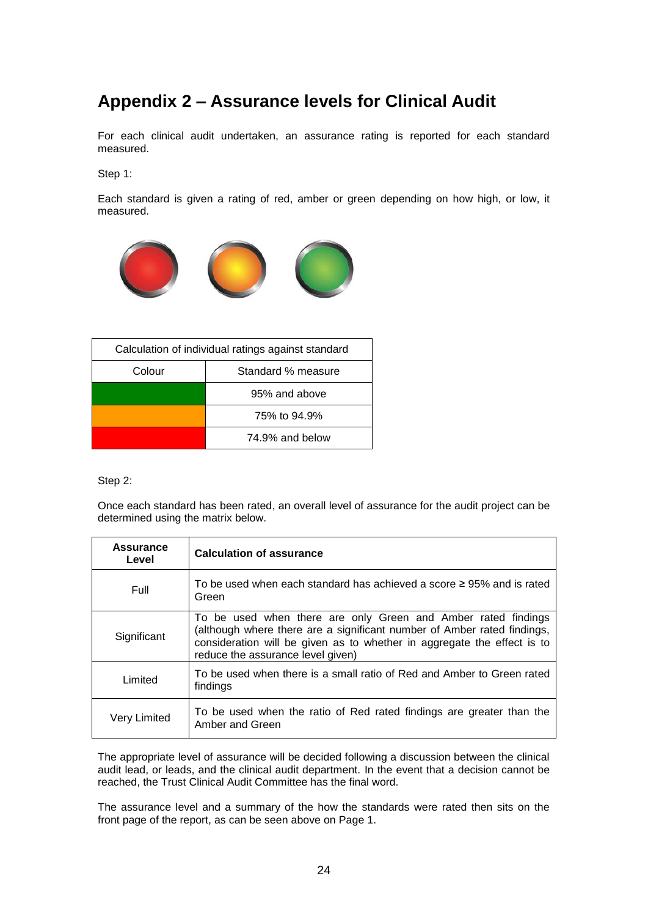# Appendix 2 – Assurance levels for Clinical Audit

For each clinical audit undertaken, an assurance rating is reported for each standard measured.

Step 1:

Each standard is given a rating of red, amber or green depending on how high, or low, it measured.

| Calculation of individual ratings against standard | |
|---|---|
| Colour | Standard % measure |
| Green | 95% and above |
| Amber | 75% to 94.9% |
| Red | 74.9% and below |

Step 2:

Once each standard has been rated, an overall level of assurance for the audit project can be determined using the matrix below.

| Assurance Level | Calculation of assurance |
|---|---|
| Full | To be used when each standard has achieved a score ≥ 95% and is rated Green |
| Significant | To be used when there are only Green and Amber rated findings (although where there are a significant number of Amber rated findings, consideration will be given as to whether in aggregate the effect is to reduce the assurance level given) |
| Limited | To be used when there is a small ratio of Red and Amber to Green rated findings |
| Very Limited | To be used when the ratio of Red rated findings are greater than the Amber and Green |

The appropriate level of assurance will be decided following a discussion between the clinical audit lead, or leads, and the clinical audit department. In the event that a decision cannot be reached, the Trust Clinical Audit Committee has the final word.

The assurance level and a summary of the how the standards were rated then sits on the front page of the report, as can be seen above on Page 1.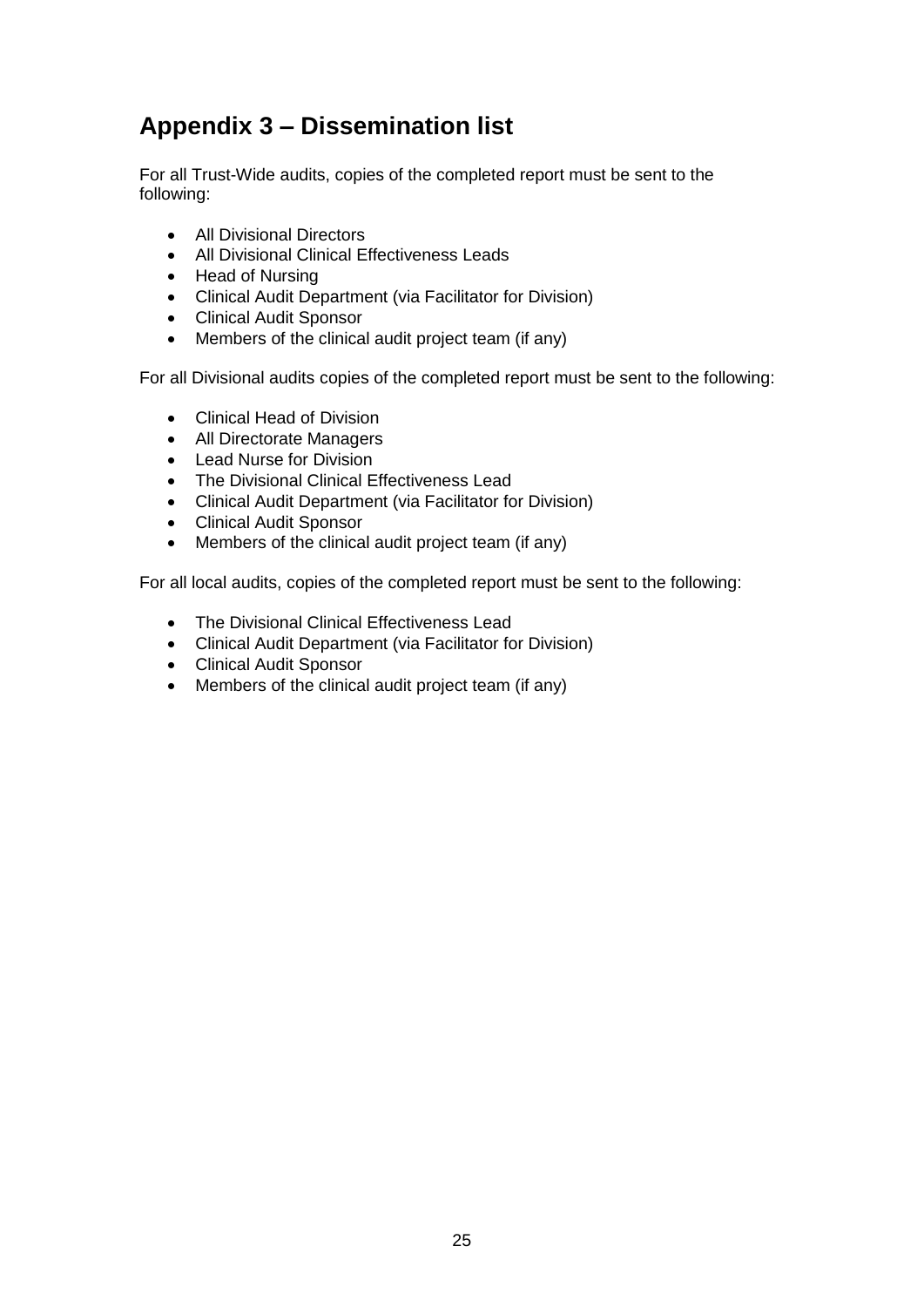## Appendix 3 – Dissemination list

For all Trust-Wide audits, copies of the completed report must be sent to the following:

- All Divisional Directors
- All Divisional Clinical Effectiveness Leads
- Head of Nursing
- Clinical Audit Department (via Facilitator for Division)
- Clinical Audit Sponsor
- Members of the clinical audit project team (if any)

For all Divisional audits copies of the completed report must be sent to the following:

- Clinical Head of Division
- All Directorate Managers
- Lead Nurse for Division
- The Divisional Clinical Effectiveness Lead
- Clinical Audit Department (via Facilitator for Division)
- Clinical Audit Sponsor
- Members of the clinical audit project team (if any)

For all local audits, copies of the completed report must be sent to the following:

- The Divisional Clinical Effectiveness Lead
- Clinical Audit Department (via Facilitator for Division)
- Clinical Audit Sponsor
- Members of the clinical audit project team (if any)